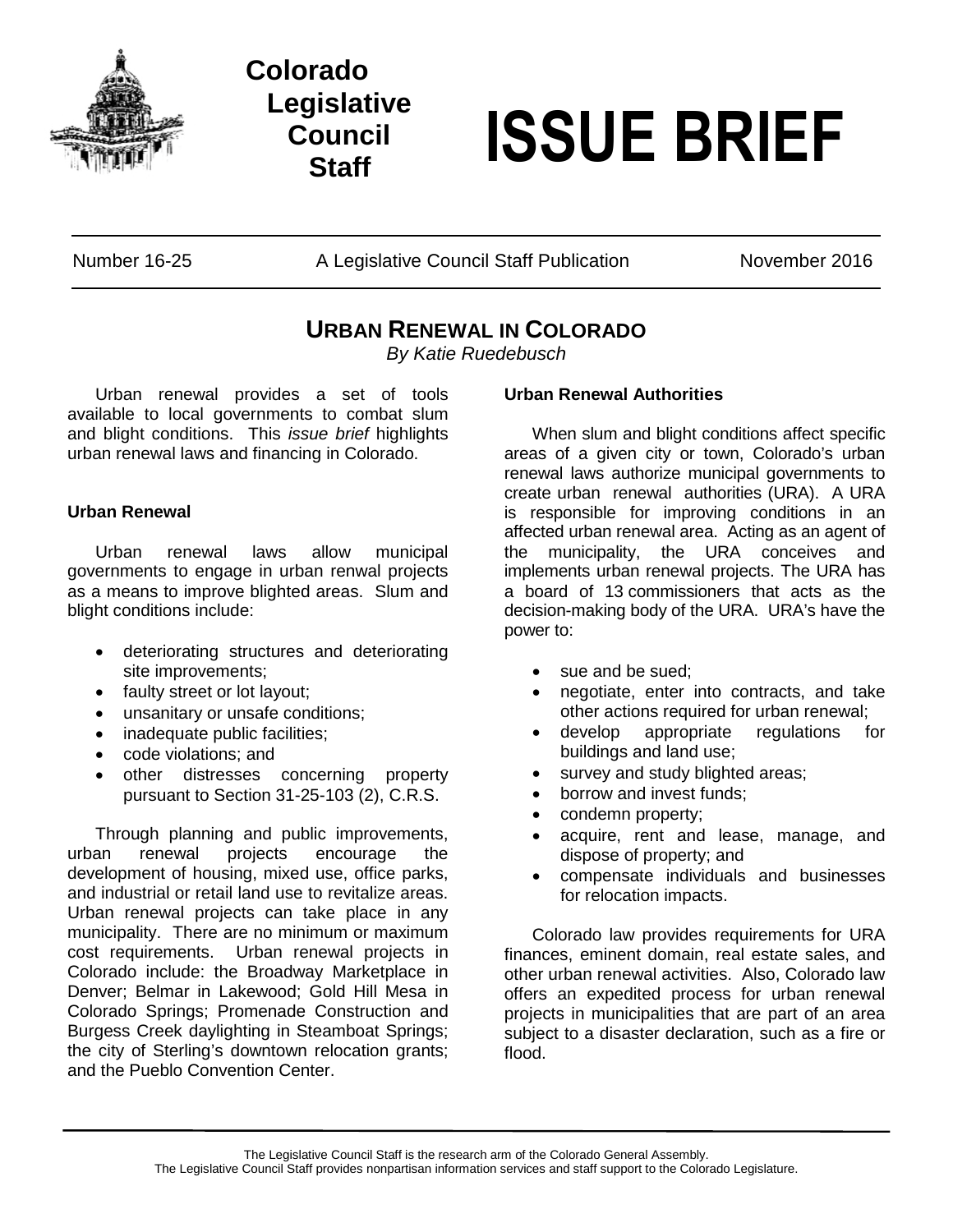Colorado Legislative Council Staff

# ISSUE BRIEF

Number 16-25 | A Legislative Council Staff Publication | November 2016

## URBAN RENEWAL IN COLORADO

*By Katie Ruedebusch*

Urban renewal provides a set of tools available to local governments to combat slum and blight conditions. This *issue brief* highlights urban renewal laws and financing in Colorado.

### Urban Renewal

Urban renewal laws allow municipal governments to engage in urban renwal projects as a means to improve blighted areas. Slum and blight conditions include:

- deteriorating structures and deteriorating site improvements;
- faulty street or lot layout;
- unsanitary or unsafe conditions;
- inadequate public facilities;
- code violations; and
- other distresses concerning property pursuant to Section 31-25-103 (2), C.R.S.

Through planning and public improvements, urban renewal projects encourage the development of housing, mixed use, office parks, and industrial or retail land use to revitalize areas. Urban renewal projects can take place in any municipality. There are no minimum or maximum cost requirements. Urban renewal projects in Colorado include: the Broadway Marketplace in Denver; Belmar in Lakewood; Gold Hill Mesa in Colorado Springs; Promenade Construction and Burgess Creek daylighting in Steamboat Springs; the city of Sterling's downtown relocation grants; and the Pueblo Convention Center.

### Urban Renewal Authorities

When slum and blight conditions affect specific areas of a given city or town, Colorado's urban renewal laws authorize municipal governments to create urban renewal authorities (URA). A URA is responsible for improving conditions in an affected urban renewal area. Acting as an agent of the municipality, the URA conceives and implements urban renewal projects. The URA has a board of 13 commissioners that acts as the decision-making body of the URA. URA's have the power to:

- sue and be sued;
- negotiate, enter into contracts, and take other actions required for urban renewal;
- develop appropriate regulations for buildings and land use;
- survey and study blighted areas;
- borrow and invest funds;
- condemn property;
- acquire, rent and lease, manage, and dispose of property; and
- compensate individuals and businesses for relocation impacts.

Colorado law provides requirements for URA finances, eminent domain, real estate sales, and other urban renewal activities. Also, Colorado law offers an expedited process for urban renewal projects in municipalities that are part of an area subject to a disaster declaration, such as a fire or flood.

The Legislative Council Staff is the research arm of the Colorado General Assembly.
The Legislative Council Staff provides nonpartisan information services and staff support to the Colorado Legislature.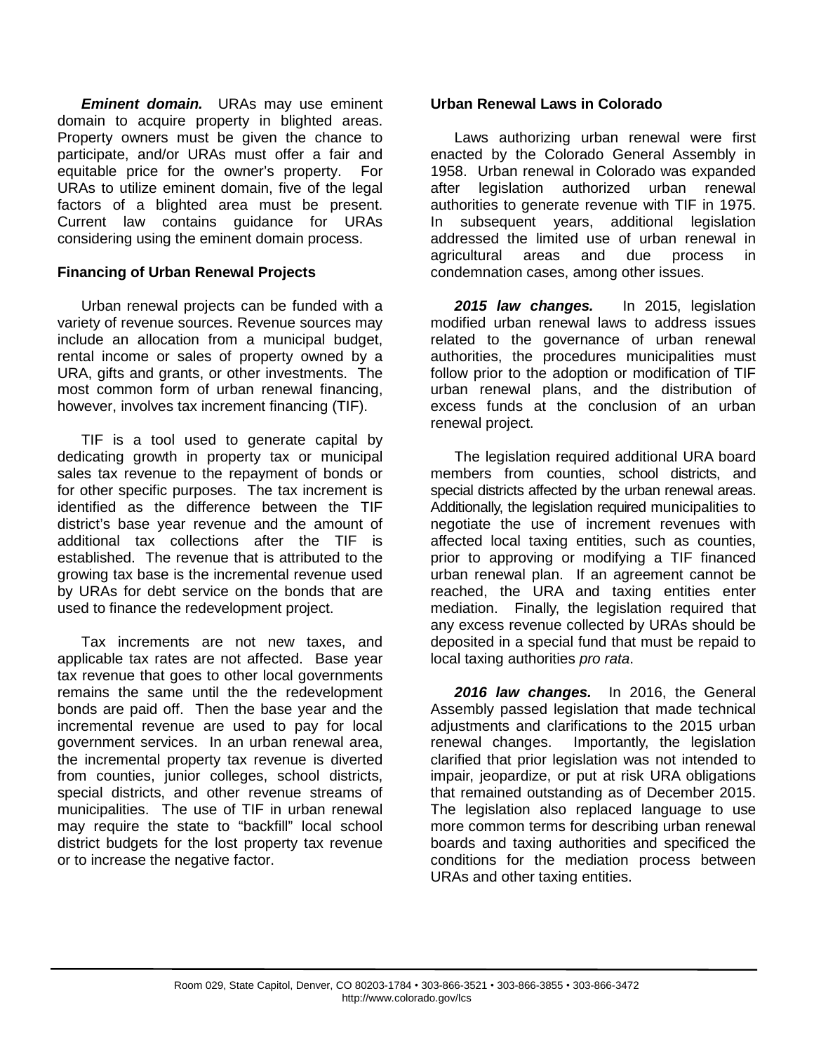***Eminent domain.*** URAs may use eminent domain to acquire property in blighted areas. Property owners must be given the chance to participate, and/or URAs must offer a fair and equitable price for the owner's property. For URAs to utilize eminent domain, five of the legal factors of a blighted area must be present. Current law contains guidance for URAs considering using the eminent domain process.

**Financing of Urban Renewal Projects**

Urban renewal projects can be funded with a variety of revenue sources. Revenue sources may include an allocation from a municipal budget, rental income or sales of property owned by a URA, gifts and grants, or other investments. The most common form of urban renewal financing, however, involves tax increment financing (TIF).

TIF is a tool used to generate capital by dedicating growth in property tax or municipal sales tax revenue to the repayment of bonds or for other specific purposes. The tax increment is identified as the difference between the TIF district's base year revenue and the amount of additional tax collections after the TIF is established. The revenue that is attributed to the growing tax base is the incremental revenue used by URAs for debt service on the bonds that are used to finance the redevelopment project.

Tax increments are not new taxes, and applicable tax rates are not affected. Base year tax revenue that goes to other local governments remains the same until the the redevelopment bonds are paid off. Then the base year and the incremental revenue are used to pay for local government services. In an urban renewal area, the incremental property tax revenue is diverted from counties, junior colleges, school districts, special districts, and other revenue streams of municipalities. The use of TIF in urban renewal may require the state to "backfill" local school district budgets for the lost property tax revenue or to increase the negative factor.

**Urban Renewal Laws in Colorado**

Laws authorizing urban renewal were first enacted by the Colorado General Assembly in 1958. Urban renewal in Colorado was expanded after legislation authorized urban renewal authorities to generate revenue with TIF in 1975. In subsequent years, additional legislation addressed the limited use of urban renewal in agricultural areas and due process in condemnation cases, among other issues.

***2015 law changes.*** In 2015, legislation modified urban renewal laws to address issues related to the governance of urban renewal authorities, the procedures municipalities must follow prior to the adoption or modification of TIF urban renewal plans, and the distribution of excess funds at the conclusion of an urban renewal project.

The legislation required additional URA board members from counties, school districts, and special districts affected by the urban renewal areas. Additionally, the legislation required municipalities to negotiate the use of increment revenues with affected local taxing entities, such as counties, prior to approving or modifying a TIF financed urban renewal plan. If an agreement cannot be reached, the URA and taxing entities enter mediation. Finally, the legislation required that any excess revenue collected by URAs should be deposited in a special fund that must be repaid to local taxing authorities *pro rata*.

***2016 law changes.*** In 2016, the General Assembly passed legislation that made technical adjustments and clarifications to the 2015 urban renewal changes. Importantly, the legislation clarified that prior legislation was not intended to impair, jeopardize, or put at risk URA obligations that remained outstanding as of December 2015. The legislation also replaced language to use more common terms for describing urban renewal boards and taxing authorities and specificed the conditions for the mediation process between URAs and other taxing entities.

Room 029, State Capitol, Denver, CO 80203-1784 • 303-866-3521 • 303-866-3855 • 303-866-3472
http://www.colorado.gov/lcs